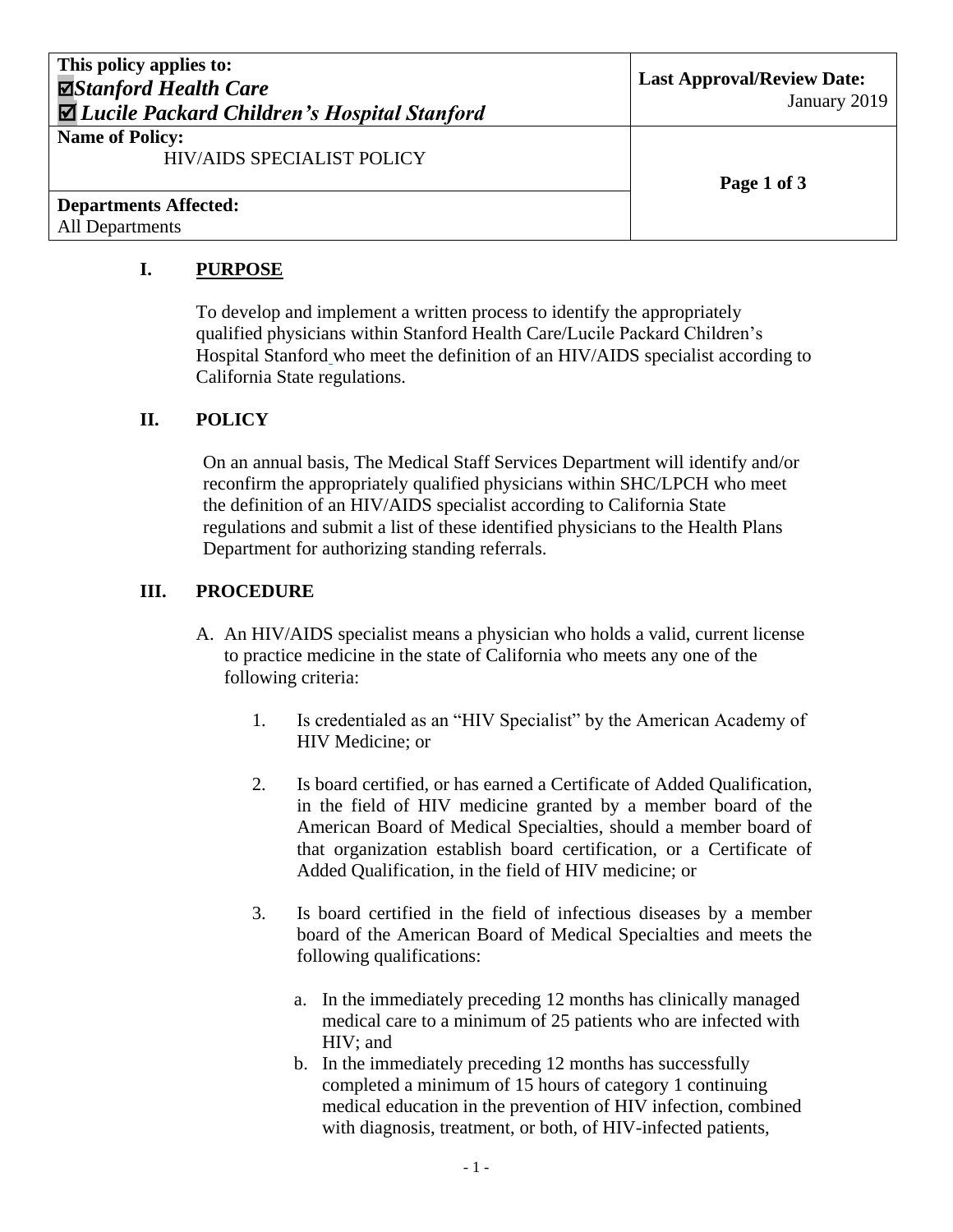| This policy applies to: ☑*Stanford Health Care* ☑ *Lucile Packard Children's Hospital Stanford* | Last Approval/Review Date: January 2019 |
| --- | --- |
| **Name of Policy:** HIV/AIDS SPECIALIST POLICY | |
| **Departments Affected:** All Departments | |

## I. PURPOSE

To develop and implement a written process to identify the appropriately qualified physicians within Stanford Health Care/Lucile Packard Children's Hospital Stanford who meet the definition of an HIV/AIDS specialist according to California State regulations.

## II. POLICY

On an annual basis, The Medical Staff Services Department will identify and/or reconfirm the appropriately qualified physicians within SHC/LPCH who meet the definition of an HIV/AIDS specialist according to California State regulations and submit a list of these identified physicians to the Health Plans Department for authorizing standing referrals.

## III. PROCEDURE

A. An HIV/AIDS specialist means a physician who holds a valid, current license to practice medicine in the state of California who meets any one of the following criteria:

1. Is credentialed as an "HIV Specialist" by the American Academy of HIV Medicine; or

2. Is board certified, or has earned a Certificate of Added Qualification, in the field of HIV medicine granted by a member board of the American Board of Medical Specialties, should a member board of that organization establish board certification, or a Certificate of Added Qualification, in the field of HIV medicine; or

3. Is board certified in the field of infectious diseases by a member board of the American Board of Medical Specialties and meets the following qualifications:

   a. In the immediately preceding 12 months has clinically managed medical care to a minimum of 25 patients who are infected with HIV; and
   b. In the immediately preceding 12 months has successfully completed a minimum of 15 hours of category 1 continuing medical education in the prevention of HIV infection, combined with diagnosis, treatment, or both, of HIV-infected patients,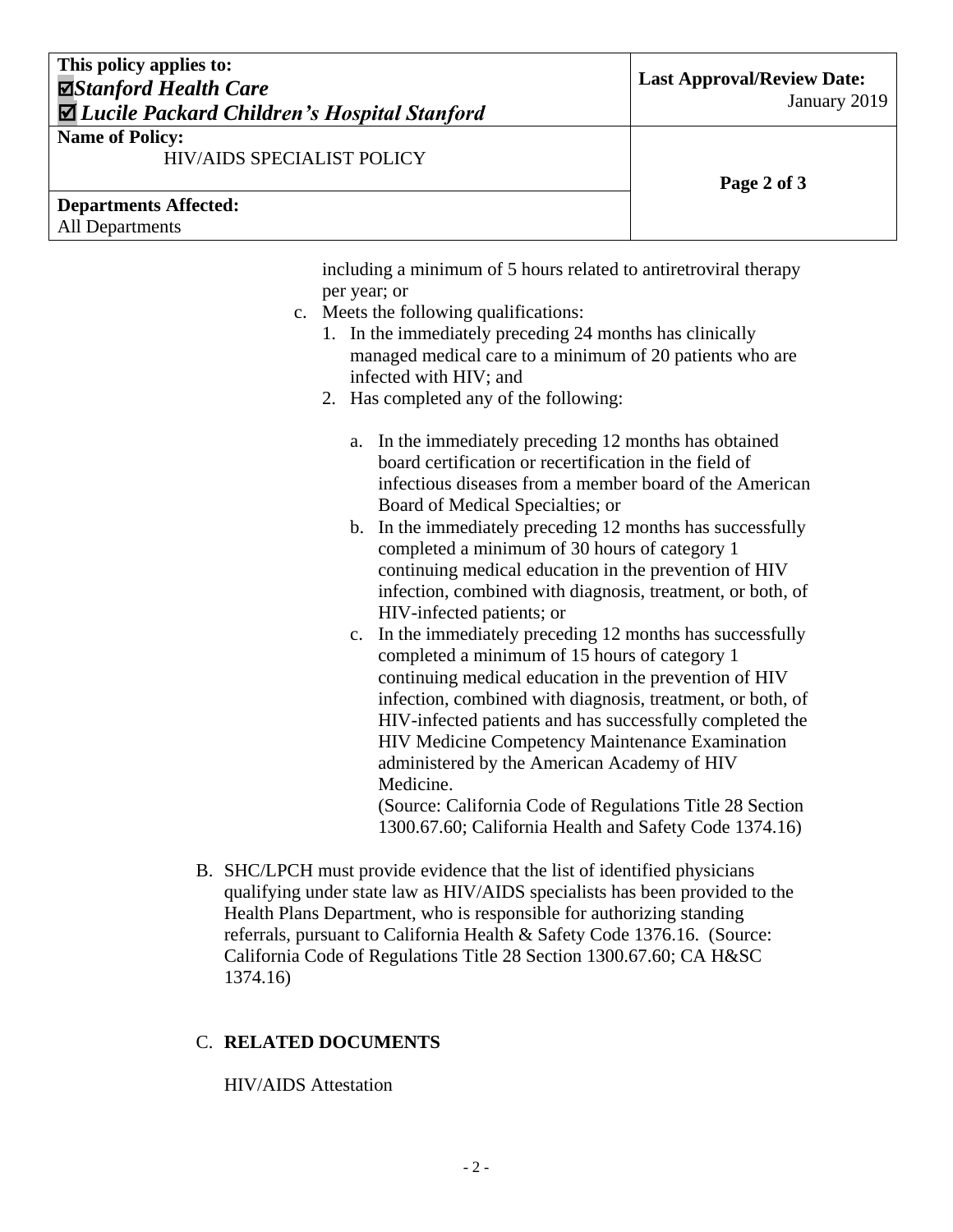including a minimum of 5 hours related to antiretroviral therapy per year; or

c. Meets the following qualifications:
   1. In the immediately preceding 24 months has clinically managed medical care to a minimum of 20 patients who are infected with HIV; and
   2. Has completed any of the following:

      a. In the immediately preceding 12 months has obtained board certification or recertification in the field of infectious diseases from a member board of the American Board of Medical Specialties; or
      b. In the immediately preceding 12 months has successfully completed a minimum of 30 hours of category 1 continuing medical education in the prevention of HIV infection, combined with diagnosis, treatment, or both, of HIV-infected patients; or
      c. In the immediately preceding 12 months has successfully completed a minimum of 15 hours of category 1 continuing medical education in the prevention of HIV infection, combined with diagnosis, treatment, or both, of HIV-infected patients and has successfully completed the HIV Medicine Competency Maintenance Examination administered by the American Academy of HIV Medicine.
         (Source: California Code of Regulations Title 28 Section 1300.67.60; California Health and Safety Code 1374.16)

B. SHC/LPCH must provide evidence that the list of identified physicians qualifying under state law as HIV/AIDS specialists has been provided to the Health Plans Department, who is responsible for authorizing standing referrals, pursuant to California Health & Safety Code 1376.16. (Source: California Code of Regulations Title 28 Section 1300.67.60; CA H&SC 1374.16)

C. **RELATED DOCUMENTS**

HIV/AIDS Attestation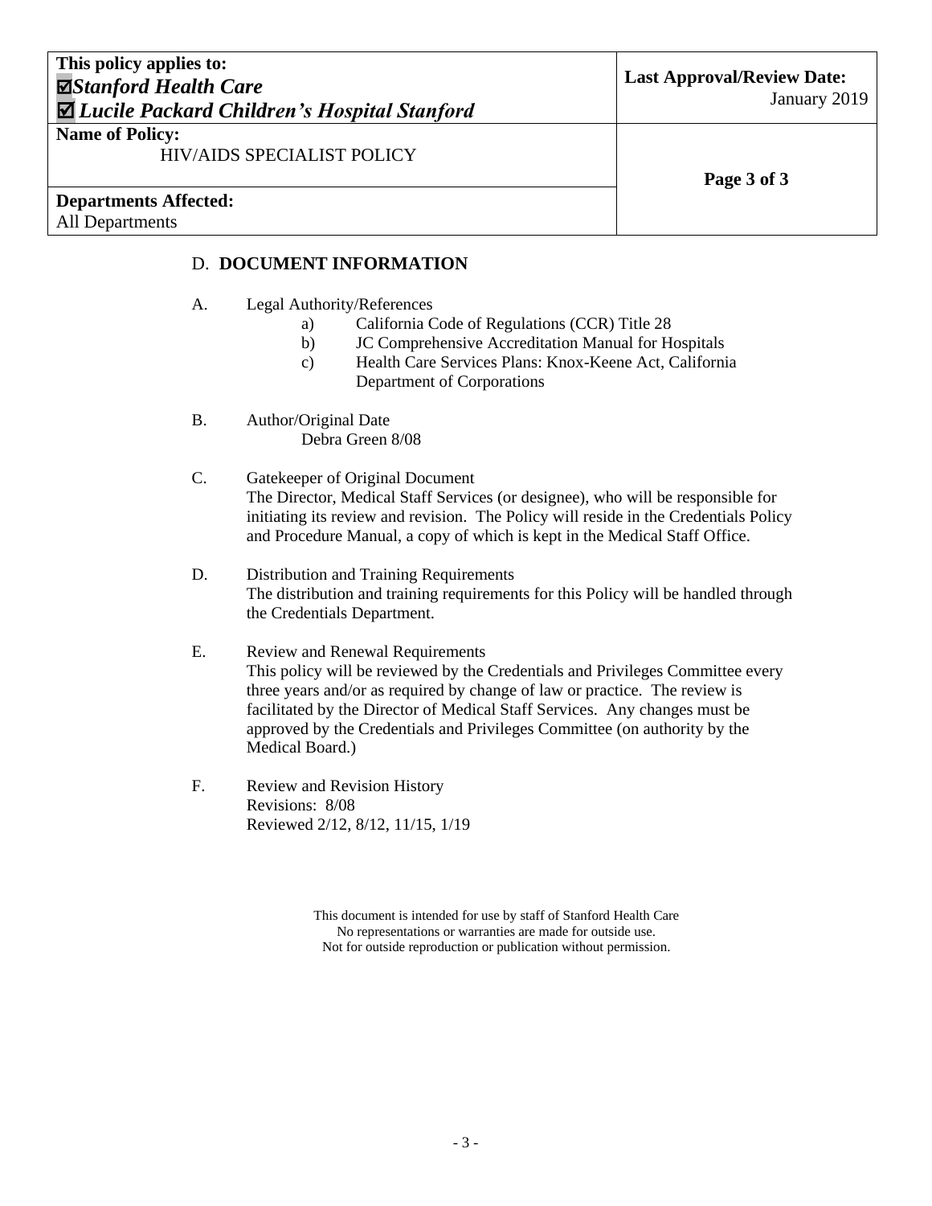## D. DOCUMENT INFORMATION

A. Legal Authority/References

a) California Code of Regulations (CCR) Title 28

b) JC Comprehensive Accreditation Manual for Hospitals

c) Health Care Services Plans: Knox-Keene Act, California Department of Corporations

B. Author/Original Date

Debra Green 8/08

C. Gatekeeper of Original Document

The Director, Medical Staff Services (or designee), who will be responsible for initiating its review and revision. The Policy will reside in the Credentials Policy and Procedure Manual, a copy of which is kept in the Medical Staff Office.

D. Distribution and Training Requirements

The distribution and training requirements for this Policy will be handled through the Credentials Department.

E. Review and Renewal Requirements

This policy will be reviewed by the Credentials and Privileges Committee every three years and/or as required by change of law or practice. The review is facilitated by the Director of Medical Staff Services. Any changes must be approved by the Credentials and Privileges Committee (on authority by the Medical Board.)

F. Review and Revision History

Revisions: 8/08

Reviewed 2/12, 8/12, 11/15, 1/19

This document is intended for use by staff of Stanford Health Care
No representations or warranties are made for outside use.
Not for outside reproduction or publication without permission.